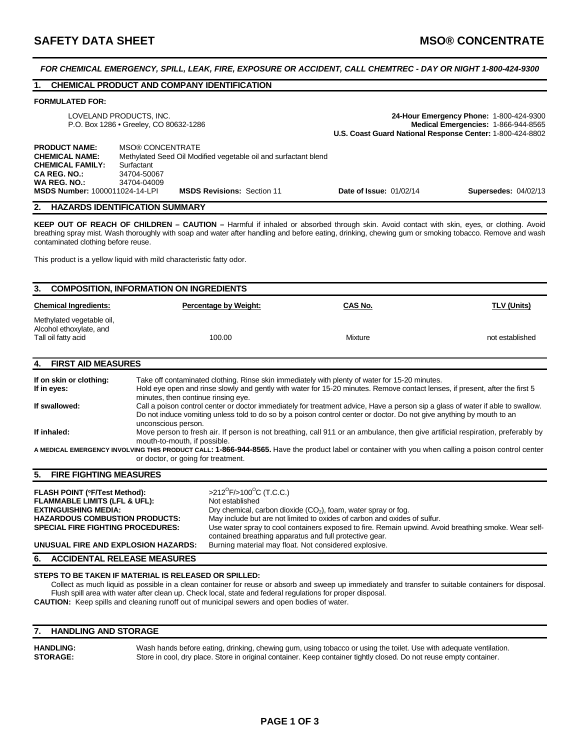# SAFETY DATA SHEET — MSO® CONCENTRATE

***FOR CHEMICAL EMERGENCY, SPILL, LEAK, FIRE, EXPOSURE OR ACCIDENT, CALL CHEMTREC - DAY OR NIGHT 1-800-424-9300***

## 1. CHEMICAL PRODUCT AND COMPANY IDENTIFICATION

**FORMULATED FOR:**

LOVELAND PRODUCTS, INC.
P.O. Box 1286 • Greeley, CO 80632-1286

**24-Hour Emergency Phone:** 1-800-424-9300
**Medical Emergencies:** 1-866-944-8565
**U.S. Coast Guard National Response Center:** 1-800-424-8802

**PRODUCT NAME:** MSO® CONCENTRATE
**CHEMICAL NAME:** Methylated Seed Oil Modified vegetable oil and surfactant blend
**CHEMICAL FAMILY:** Surfactant
**CA REG. NO.:** 34704-50067
**WA REG. NO.:** 34704-04009
**MSDS Number:** 1000011024-14-LPI  **MSDS Revisions:** Section 11  **Date of Issue:** 01/02/14  **Supersedes:** 04/02/13

## 2. HAZARDS IDENTIFICATION SUMMARY

**KEEP OUT OF REACH OF CHILDREN – CAUTION –** Harmful if inhaled or absorbed through skin. Avoid contact with skin, eyes, or clothing. Avoid breathing spray mist. Wash thoroughly with soap and water after handling and before eating, drinking, chewing gum or smoking tobacco. Remove and wash contaminated clothing before reuse.

This product is a yellow liquid with mild characteristic fatty odor.

## 3. COMPOSITION, INFORMATION ON INGREDIENTS

| Chemical Ingredients: | Percentage by Weight: | CAS No. | TLV (Units) |
|---|---|---|---|
| Methylated vegetable oil, Alcohol ethoxylate, and Tall oil fatty acid | 100.00 | Mixture | not established |

## 4. FIRST AID MEASURES

**If on skin or clothing:** Take off contaminated clothing. Rinse skin immediately with plenty of water for 15-20 minutes.

**If in eyes:** Hold eye open and rinse slowly and gently with water for 15-20 minutes. Remove contact lenses, if present, after the first 5 minutes, then continue rinsing eye.

**If swallowed:** Call a poison control center or doctor immediately for treatment advice, Have a person sip a glass of water if able to swallow. Do not induce vomiting unless told to do so by a poison control center or doctor. Do not give anything by mouth to an unconscious person.

**If inhaled:** Move person to fresh air. If person is not breathing, call 911 or an ambulance, then give artificial respiration, preferably by mouth-to-mouth, if possible.

**A MEDICAL EMERGENCY INVOLVING THIS PRODUCT CALL: 1-866-944-8565.** Have the product label or container with you when calling a poison control center or doctor, or going for treatment.

## 5. FIRE FIGHTING MEASURES

**FLASH POINT (°F/Test Method):** $>212^{O}F/>100^{O}C$ (T.C.C.)
**FLAMMABLE LIMITS (LFL & UFL):** Not established
**EXTINGUISHING MEDIA:** Dry chemical, carbon dioxide ($CO_2$), foam, water spray or fog.
**HAZARDOUS COMBUSTION PRODUCTS:** May include but are not limited to oxides of carbon and oxides of sulfur.
**SPECIAL FIRE FIGHTING PROCEDURES:** Use water spray to cool containers exposed to fire. Remain upwind. Avoid breathing smoke. Wear self-contained breathing apparatus and full protective gear.
**UNUSUAL FIRE AND EXPLOSION HAZARDS:** Burning material may float. Not considered explosive.

## 6. ACCIDENTAL RELEASE MEASURES

**STEPS TO BE TAKEN IF MATERIAL IS RELEASED OR SPILLED:**

Collect as much liquid as possible in a clean container for reuse or absorb and sweep up immediately and transfer to suitable containers for disposal. Flush spill area with water after clean up. Check local, state and federal regulations for proper disposal.

**CAUTION:** Keep spills and cleaning runoff out of municipal sewers and open bodies of water.

## 7. HANDLING AND STORAGE

**HANDLING:** Wash hands before eating, drinking, chewing gum, using tobacco or using the toilet. Use with adequate ventilation.
**STORAGE:** Store in cool, dry place. Store in original container. Keep container tightly closed. Do not reuse empty container.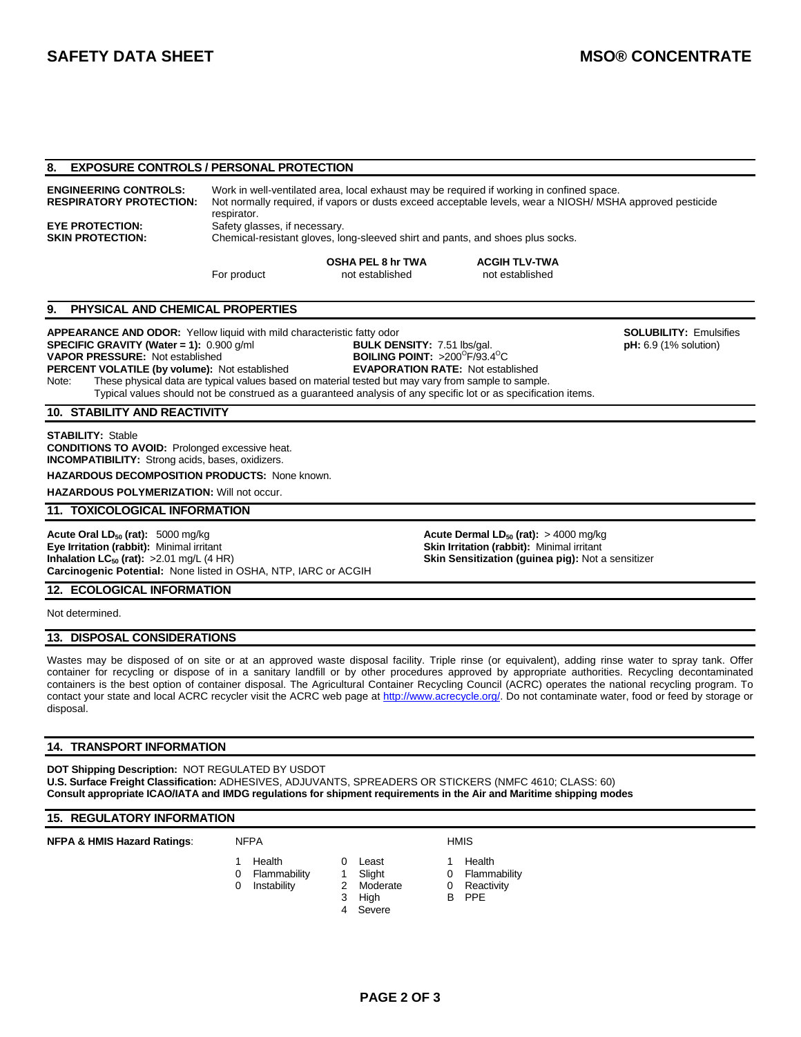## 8. EXPOSURE CONTROLS / PERSONAL PROTECTION

**ENGINEERING CONTROLS:** Work in well-ventilated area, local exhaust may be required if working in confined space.

**RESPIRATORY PROTECTION:** Not normally required, if vapors or dusts exceed acceptable levels, wear a NIOSH/ MSHA approved pesticide respirator.

**EYE PROTECTION:** Safety glasses, if necessary.

**SKIN PROTECTION:** Chemical-resistant gloves, long-sleeved shirt and pants, and shoes plus socks.

| | OSHA PEL 8 hr TWA | ACGIH TLV-TWA |
|---|---|---|
| For product | not established | not established |

## 9. PHYSICAL AND CHEMICAL PROPERTIES

**APPEARANCE AND ODOR:** Yellow liquid with mild characteristic fatty odor

**SOLUBILITY:** Emulsifies

**SPECIFIC GRAVITY (Water = 1):** 0.900 g/ml

**BULK DENSITY:** 7.51 lbs/gal.

**pH:** 6.9 (1% solution)

**VAPOR PRESSURE:** Not established

**BOILING POINT:** >200$^{O}$F/93.4$^{O}$C

**PERCENT VOLATILE (by volume):** Not established

**EVAPORATION RATE:** Not established

Note: These physical data are typical values based on material tested but may vary from sample to sample. Typical values should not be construed as a guaranteed analysis of any specific lot or as specification items.

## 10. STABILITY AND REACTIVITY

**STABILITY:** Stable

**CONDITIONS TO AVOID:** Prolonged excessive heat.

**INCOMPATIBILITY:** Strong acids, bases, oxidizers.

**HAZARDOUS DECOMPOSITION PRODUCTS:** None known.

**HAZARDOUS POLYMERIZATION:** Will not occur.

## 11. TOXICOLOGICAL INFORMATION

**Acute Oral $LD_{50}$ (rat):** 5000 mg/kg

**Acute Dermal $LD_{50}$ (rat):** > 4000 mg/kg

**Eye Irritation (rabbit):** Minimal irritant

**Skin Irritation (rabbit):** Minimal irritant

**Inhalation $LC_{50}$ (rat):** >2.01 mg/L (4 HR)

**Skin Sensitization (guinea pig):** Not a sensitizer

**Carcinogenic Potential:** None listed in OSHA, NTP, IARC or ACGIH

## 12. ECOLOGICAL INFORMATION

Not determined.

## 13. DISPOSAL CONSIDERATIONS

Wastes may be disposed of on site or at an approved waste disposal facility. Triple rinse (or equivalent), adding rinse water to spray tank. Offer container for recycling or dispose of in a sanitary landfill or by other procedures approved by appropriate authorities. Recycling decontaminated containers is the best option of container disposal. The Agricultural Container Recycling Council (ACRC) operates the national recycling program. To contact your state and local ACRC recycler visit the ACRC web page at http://www.acrecycle.org/. Do not contaminate water, food or feed by storage or disposal.

## 14. TRANSPORT INFORMATION

**DOT Shipping Description:** NOT REGULATED BY USDOT

**U.S. Surface Freight Classification:** ADHESIVES, ADJUVANTS, SPREADERS OR STICKERS (NMFC 4610; CLASS: 60)

**Consult appropriate ICAO/IATA and IMDG regulations for shipment requirements in the Air and Maritime shipping modes**

## 15. REGULATORY INFORMATION

**NFPA & HMIS Hazard Ratings**:

| NFPA | | Scale | | HMIS | |
|---|---|---|---|---|---|
| 1 | Health | 0 | Least | 1 | Health |
| 0 | Flammability | 1 | Slight | 0 | Flammability |
| 0 | Instability | 2 | Moderate | 0 | Reactivity |
| | | 3 | High | B | PPE |
| | | 4 | Severe | | |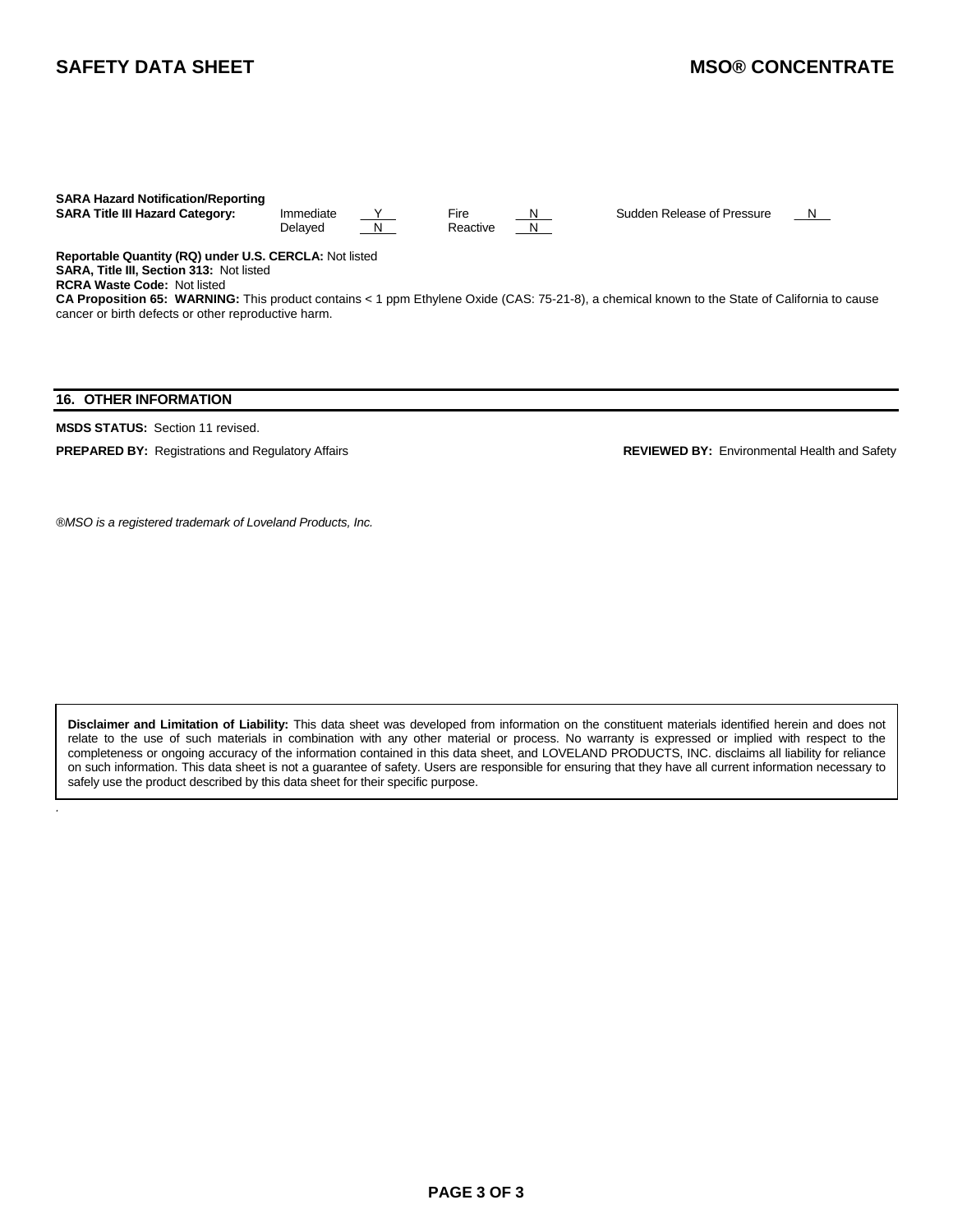**SARA Hazard Notification/Reporting**

| | | | | | | |
|---|---|---|---|---|---|---|
| **SARA Title III Hazard Category:** | Immediate | Y | Fire | N | Sudden Release of Pressure | N |
| | Delayed | N | Reactive | N | | |

**Reportable Quantity (RQ) under U.S. CERCLA:** Not listed
**SARA, Title III, Section 313:** Not listed
**RCRA Waste Code:** Not listed
**CA Proposition 65: WARNING:** This product contains < 1 ppm Ethylene Oxide (CAS: 75-21-8), a chemical known to the State of California to cause cancer or birth defects or other reproductive harm.

## 16. OTHER INFORMATION

**MSDS STATUS:** Section 11 revised.

**PREPARED BY:** Registrations and Regulatory Affairs

**REVIEWED BY:** Environmental Health and Safety

*®MSO is a registered trademark of Loveland Products, Inc.*

**Disclaimer and Limitation of Liability:** This data sheet was developed from information on the constituent materials identified herein and does not relate to the use of such materials in combination with any other material or process. No warranty is expressed or implied with respect to the completeness or ongoing accuracy of the information contained in this data sheet, and LOVELAND PRODUCTS, INC. disclaims all liability for reliance on such information. This data sheet is not a guarantee of safety. Users are responsible for ensuring that they have all current information necessary to safely use the product described by this data sheet for their specific purpose.

.